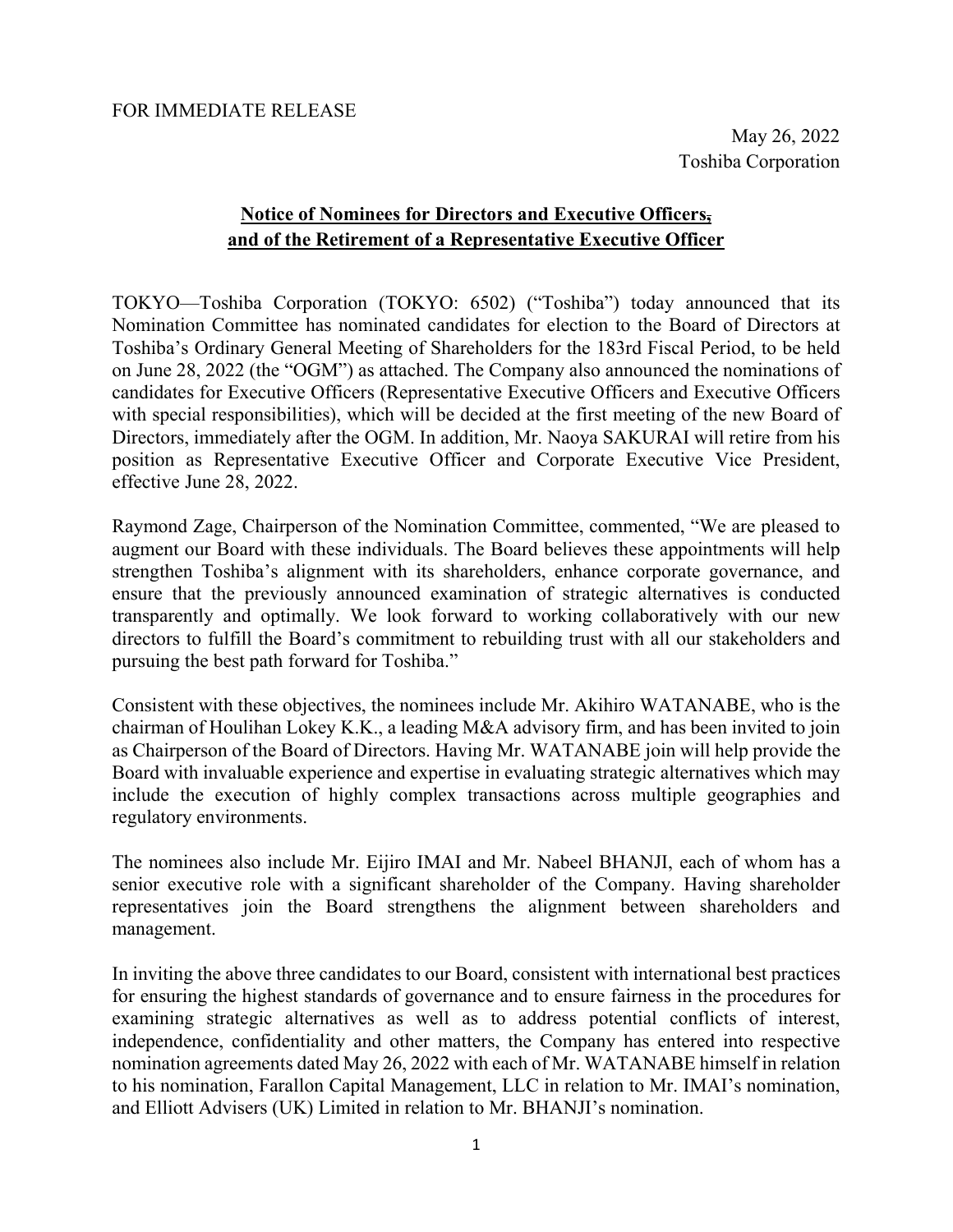FOR IMMEDIATE RELEASE

May 26, 2022
Toshiba Corporation

## Notice of Nominees for Directors and Executive Officers, and of the Retirement of a Representative Executive Officer

TOKYO—Toshiba Corporation (TOKYO: 6502) ("Toshiba") today announced that its Nomination Committee has nominated candidates for election to the Board of Directors at Toshiba's Ordinary General Meeting of Shareholders for the 183rd Fiscal Period, to be held on June 28, 2022 (the "OGM") as attached. The Company also announced the nominations of candidates for Executive Officers (Representative Executive Officers and Executive Officers with special responsibilities), which will be decided at the first meeting of the new Board of Directors, immediately after the OGM. In addition, Mr. Naoya SAKURAI will retire from his position as Representative Executive Officer and Corporate Executive Vice President, effective June 28, 2022.

Raymond Zage, Chairperson of the Nomination Committee, commented, "We are pleased to augment our Board with these individuals. The Board believes these appointments will help strengthen Toshiba's alignment with its shareholders, enhance corporate governance, and ensure that the previously announced examination of strategic alternatives is conducted transparently and optimally. We look forward to working collaboratively with our new directors to fulfill the Board's commitment to rebuilding trust with all our stakeholders and pursuing the best path forward for Toshiba."

Consistent with these objectives, the nominees include Mr. Akihiro WATANABE, who is the chairman of Houlihan Lokey K.K., a leading M&A advisory firm, and has been invited to join as Chairperson of the Board of Directors. Having Mr. WATANABE join will help provide the Board with invaluable experience and expertise in evaluating strategic alternatives which may include the execution of highly complex transactions across multiple geographies and regulatory environments.

The nominees also include Mr. Eijiro IMAI and Mr. Nabeel BHANJI, each of whom has a senior executive role with a significant shareholder of the Company. Having shareholder representatives join the Board strengthens the alignment between shareholders and management.

In inviting the above three candidates to our Board, consistent with international best practices for ensuring the highest standards of governance and to ensure fairness in the procedures for examining strategic alternatives as well as to address potential conflicts of interest, independence, confidentiality and other matters, the Company has entered into respective nomination agreements dated May 26, 2022 with each of Mr. WATANABE himself in relation to his nomination, Farallon Capital Management, LLC in relation to Mr. IMAI's nomination, and Elliott Advisers (UK) Limited in relation to Mr. BHANJI's nomination.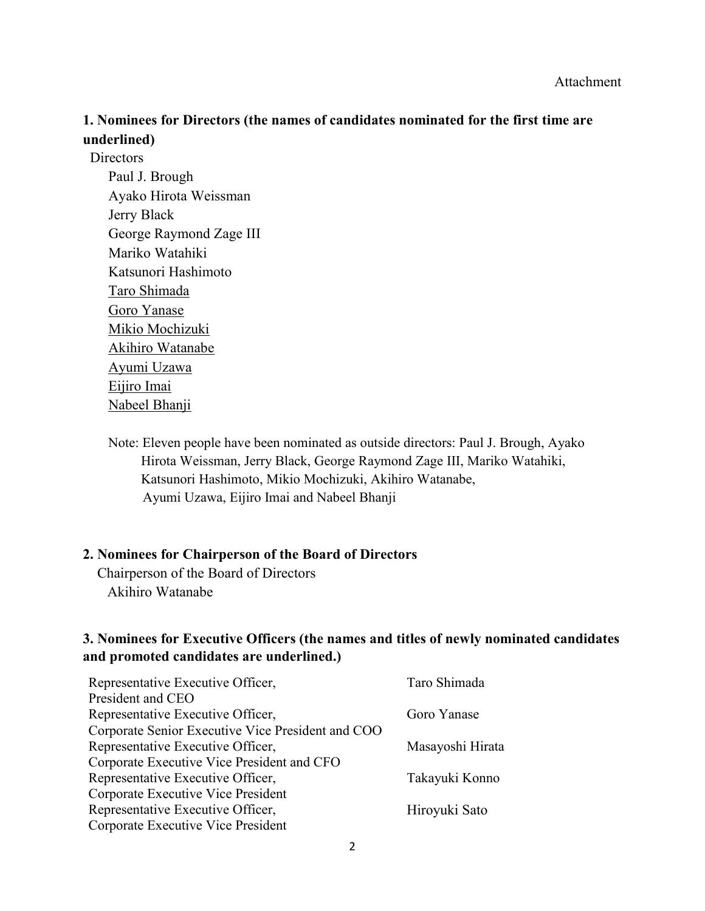Attachment

## 1. Nominees for Directors (the names of candidates nominated for the first time are underlined)

Directors

- Paul J. Brough
- Ayako Hirota Weissman
- Jerry Black
- George Raymond Zage III
- Mariko Watahiki
- Katsunori Hashimoto
- <u>Taro Shimada</u>
- <u>Goro Yanase</u>
- <u>Mikio Mochizuki</u>
- <u>Akihiro Watanabe</u>
- <u>Ayumi Uzawa</u>
- <u>Eijiro Imai</u>
- <u>Nabeel Bhanji</u>

Note: Eleven people have been nominated as outside directors: Paul J. Brough, Ayako Hirota Weissman, Jerry Black, George Raymond Zage III, Mariko Watahiki, Katsunori Hashimoto, Mikio Mochizuki, Akihiro Watanabe, Ayumi Uzawa, Eijiro Imai and Nabeel Bhanji

## 2. Nominees for Chairperson of the Board of Directors

Chairperson of the Board of Directors

Akihiro Watanabe

## 3. Nominees for Executive Officers (the names and titles of newly nominated candidates and promoted candidates are underlined.)

| Title | Name |
|---|---|
| Representative Executive Officer, President and CEO | Taro Shimada |
| Representative Executive Officer, Corporate Senior Executive Vice President and COO | Goro Yanase |
| Representative Executive Officer, Corporate Executive Vice President and CFO | Masayoshi Hirata |
| Representative Executive Officer, Corporate Executive Vice President | Takayuki Konno |
| Representative Executive Officer, Corporate Executive Vice President | Hiroyuki Sato |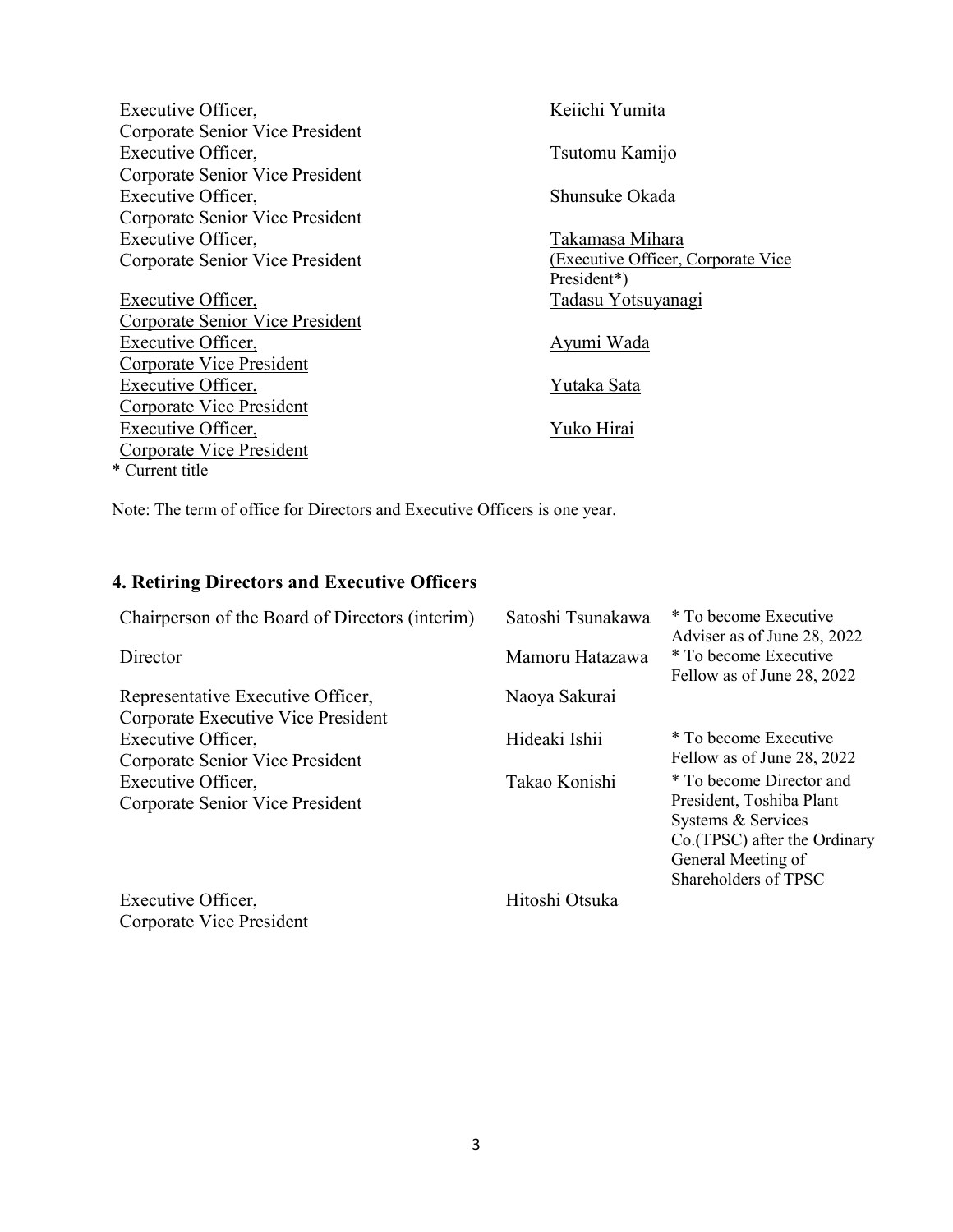| | |
|---|---|
| Executive Officer, Corporate Senior Vice President | Keiichi Yumita |
| Executive Officer, Corporate Senior Vice President | Tsutomu Kamijo |
| Executive Officer, Corporate Senior Vice President | Shunsuke Okada |
| Executive Officer, Corporate Senior Vice President | Takamasa Mihara (Executive Officer, Corporate Vice President*) |
| Executive Officer, Corporate Senior Vice President | Tadasu Yotsuyanagi |
| Executive Officer, Corporate Vice President | Ayumi Wada |
| Executive Officer, Corporate Vice President | Yutaka Sata |
| Executive Officer, Corporate Vice President | Yuko Hirai |

* Current title

Note: The term of office for Directors and Executive Officers is one year.

## 4. Retiring Directors and Executive Officers

| | | |
|---|---|---|
| Chairperson of the Board of Directors (interim) | Satoshi Tsunakawa | * To become Executive Adviser as of June 28, 2022 |
| Director | Mamoru Hatazawa | * To become Executive Fellow as of June 28, 2022 |
| Representative Executive Officer, Corporate Executive Vice President | Naoya Sakurai | |
| Executive Officer, Corporate Senior Vice President | Hideaki Ishii | * To become Executive Fellow as of June 28, 2022 |
| Executive Officer, Corporate Senior Vice President | Takao Konishi | * To become Director and President, Toshiba Plant Systems & Services Co.(TPSC) after the Ordinary General Meeting of Shareholders of TPSC |
| Executive Officer, Corporate Vice President | Hitoshi Otsuka | |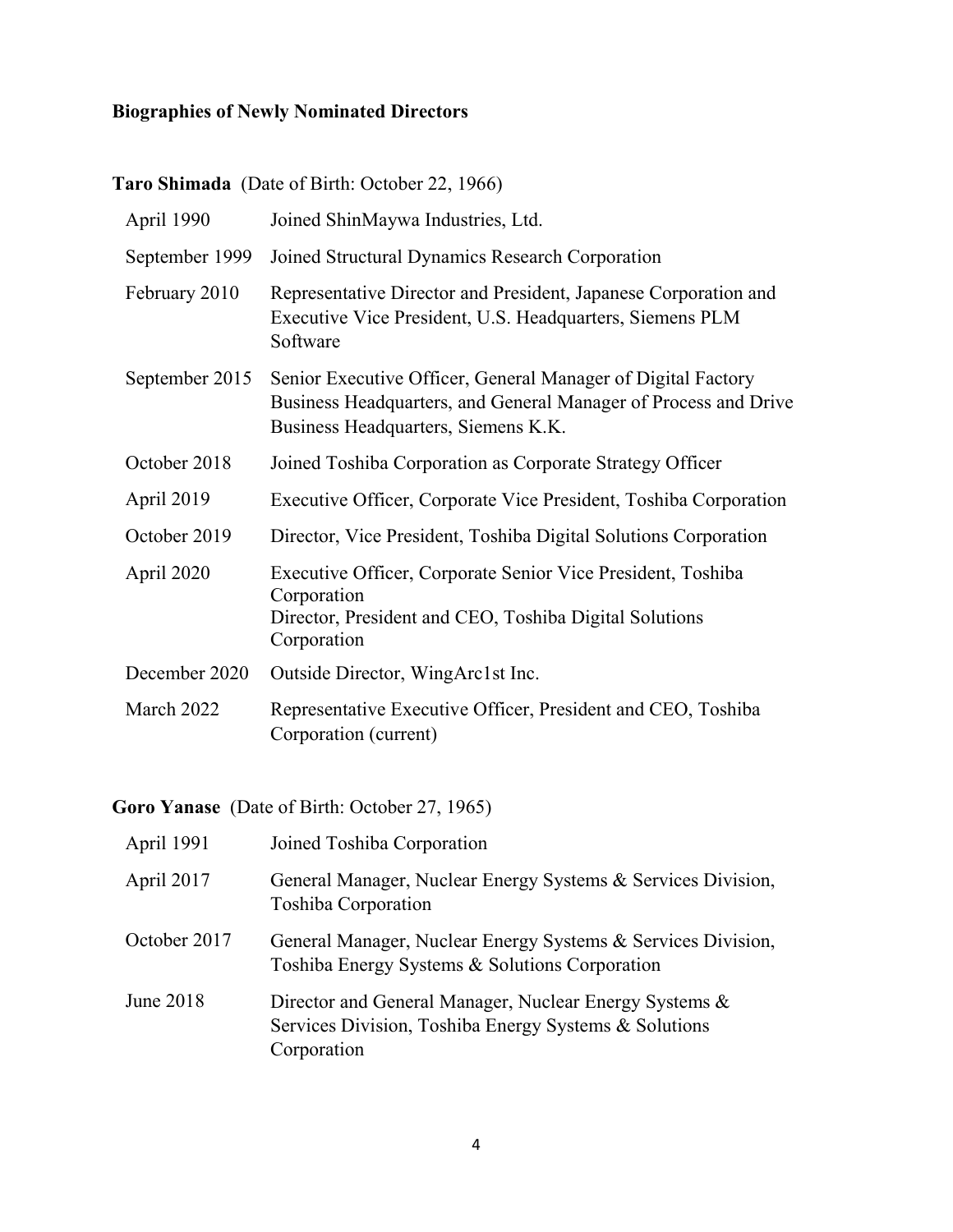## Biographies of Newly Nominated Directors

**Taro Shimada** (Date of Birth: October 22, 1966)

| | |
|---|---|
| April 1990 | Joined ShinMaywa Industries, Ltd. |
| September 1999 | Joined Structural Dynamics Research Corporation |
| February 2010 | Representative Director and President, Japanese Corporation and Executive Vice President, U.S. Headquarters, Siemens PLM Software |
| September 2015 | Senior Executive Officer, General Manager of Digital Factory Business Headquarters, and General Manager of Process and Drive Business Headquarters, Siemens K.K. |
| October 2018 | Joined Toshiba Corporation as Corporate Strategy Officer |
| April 2019 | Executive Officer, Corporate Vice President, Toshiba Corporation |
| October 2019 | Director, Vice President, Toshiba Digital Solutions Corporation |
| April 2020 | Executive Officer, Corporate Senior Vice President, Toshiba Corporation<br>Director, President and CEO, Toshiba Digital Solutions Corporation |
| December 2020 | Outside Director, WingArc1st Inc. |
| March 2022 | Representative Executive Officer, President and CEO, Toshiba Corporation (current) |

**Goro Yanase** (Date of Birth: October 27, 1965)

| | |
|---|---|
| April 1991 | Joined Toshiba Corporation |
| April 2017 | General Manager, Nuclear Energy Systems & Services Division, Toshiba Corporation |
| October 2017 | General Manager, Nuclear Energy Systems & Services Division, Toshiba Energy Systems & Solutions Corporation |
| June 2018 | Director and General Manager, Nuclear Energy Systems & Services Division, Toshiba Energy Systems & Solutions Corporation |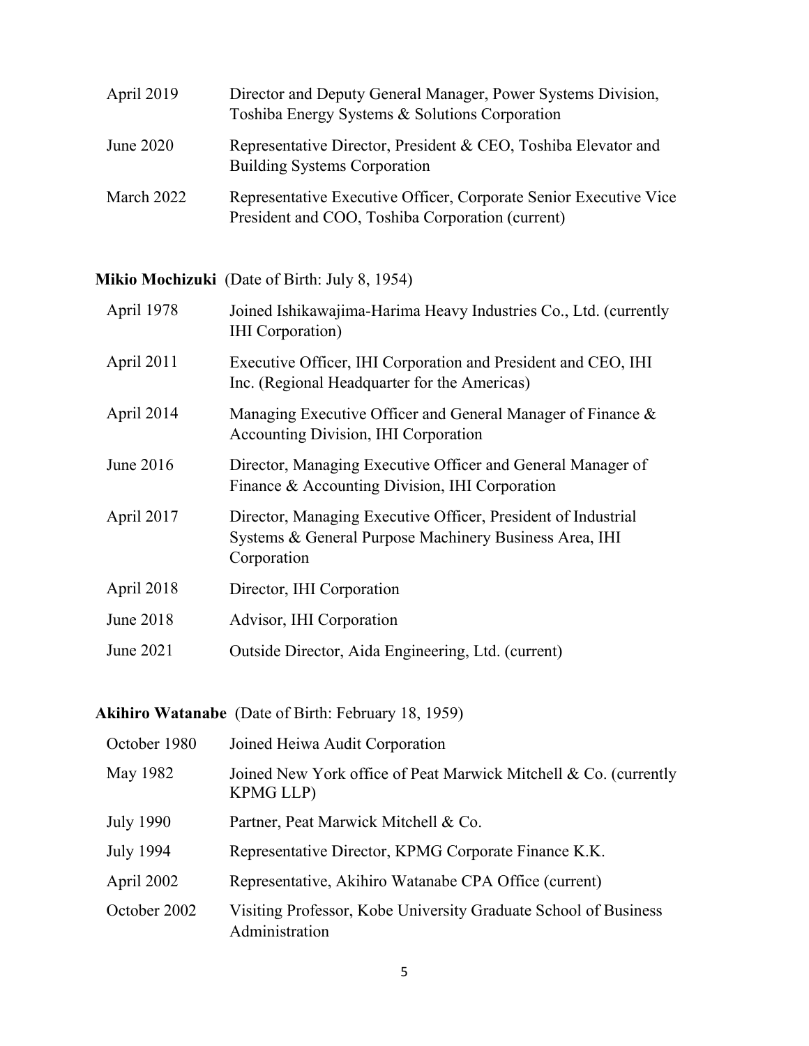| | |
|---|---|
| April 2019 | Director and Deputy General Manager, Power Systems Division, Toshiba Energy Systems & Solutions Corporation |
| June 2020 | Representative Director, President & CEO, Toshiba Elevator and Building Systems Corporation |
| March 2022 | Representative Executive Officer, Corporate Senior Executive Vice President and COO, Toshiba Corporation (current) |

**Mikio Mochizuki** (Date of Birth: July 8, 1954)

| | |
|---|---|
| April 1978 | Joined Ishikawajima-Harima Heavy Industries Co., Ltd. (currently IHI Corporation) |
| April 2011 | Executive Officer, IHI Corporation and President and CEO, IHI Inc. (Regional Headquarter for the Americas) |
| April 2014 | Managing Executive Officer and General Manager of Finance & Accounting Division, IHI Corporation |
| June 2016 | Director, Managing Executive Officer and General Manager of Finance & Accounting Division, IHI Corporation |
| April 2017 | Director, Managing Executive Officer, President of Industrial Systems & General Purpose Machinery Business Area, IHI Corporation |
| April 2018 | Director, IHI Corporation |
| June 2018 | Advisor, IHI Corporation |
| June 2021 | Outside Director, Aida Engineering, Ltd. (current) |

**Akihiro Watanabe** (Date of Birth: February 18, 1959)

| | |
|---|---|
| October 1980 | Joined Heiwa Audit Corporation |
| May 1982 | Joined New York office of Peat Marwick Mitchell & Co. (currently KPMG LLP) |
| July 1990 | Partner, Peat Marwick Mitchell & Co. |
| July 1994 | Representative Director, KPMG Corporate Finance K.K. |
| April 2002 | Representative, Akihiro Watanabe CPA Office (current) |
| October 2002 | Visiting Professor, Kobe University Graduate School of Business Administration |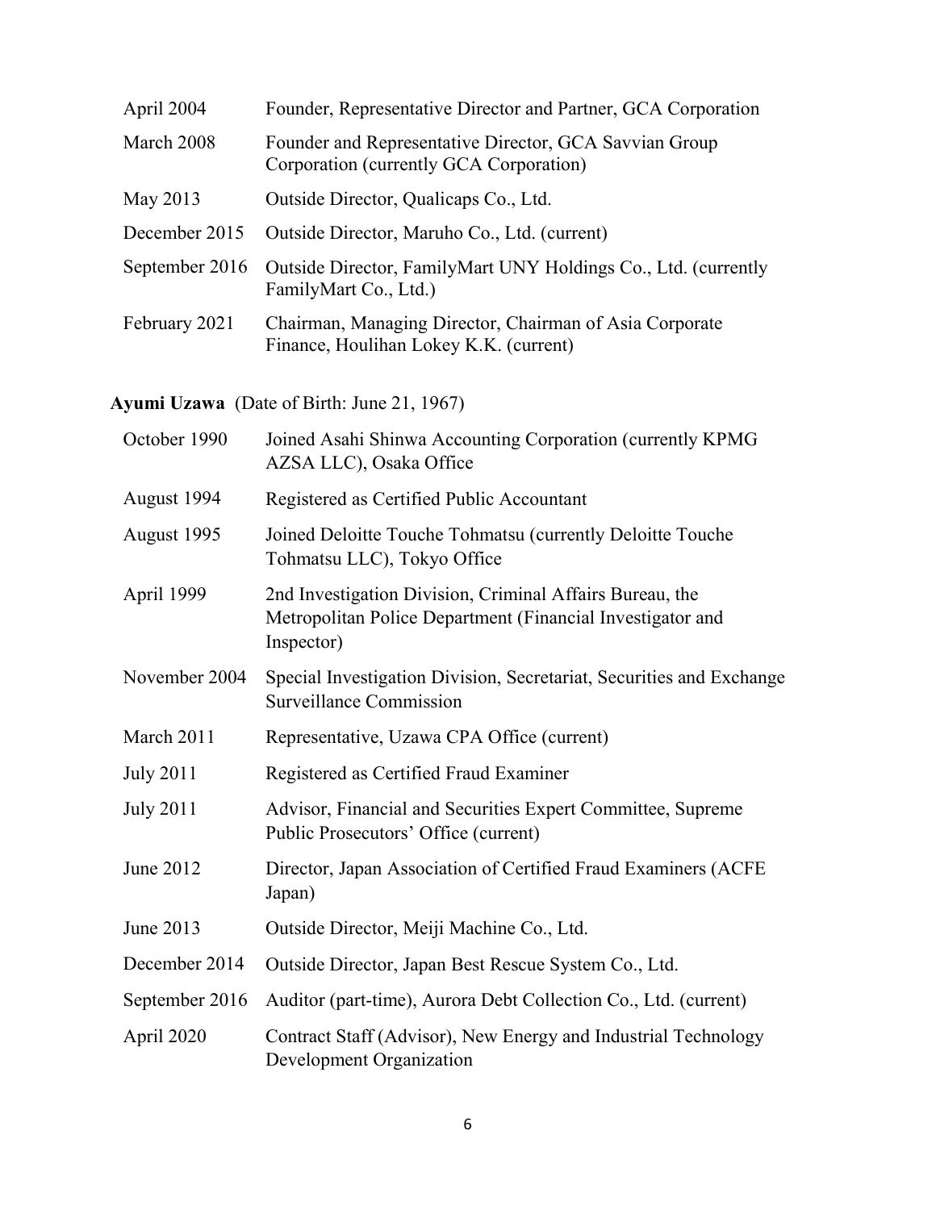| | |
|---|---|
| April 2004 | Founder, Representative Director and Partner, GCA Corporation |
| March 2008 | Founder and Representative Director, GCA Savvian Group Corporation (currently GCA Corporation) |
| May 2013 | Outside Director, Qualicaps Co., Ltd. |
| December 2015 | Outside Director, Maruho Co., Ltd. (current) |
| September 2016 | Outside Director, FamilyMart UNY Holdings Co., Ltd. (currently FamilyMart Co., Ltd.) |
| February 2021 | Chairman, Managing Director, Chairman of Asia Corporate Finance, Houlihan Lokey K.K. (current) |

**Ayumi Uzawa** (Date of Birth: June 21, 1967)

| | |
|---|---|
| October 1990 | Joined Asahi Shinwa Accounting Corporation (currently KPMG AZSA LLC), Osaka Office |
| August 1994 | Registered as Certified Public Accountant |
| August 1995 | Joined Deloitte Touche Tohmatsu (currently Deloitte Touche Tohmatsu LLC), Tokyo Office |
| April 1999 | 2nd Investigation Division, Criminal Affairs Bureau, the Metropolitan Police Department (Financial Investigator and Inspector) |
| November 2004 | Special Investigation Division, Secretariat, Securities and Exchange Surveillance Commission |
| March 2011 | Representative, Uzawa CPA Office (current) |
| July 2011 | Registered as Certified Fraud Examiner |
| July 2011 | Advisor, Financial and Securities Expert Committee, Supreme Public Prosecutors' Office (current) |
| June 2012 | Director, Japan Association of Certified Fraud Examiners (ACFE Japan) |
| June 2013 | Outside Director, Meiji Machine Co., Ltd. |
| December 2014 | Outside Director, Japan Best Rescue System Co., Ltd. |
| September 2016 | Auditor (part-time), Aurora Debt Collection Co., Ltd. (current) |
| April 2020 | Contract Staff (Advisor), New Energy and Industrial Technology Development Organization |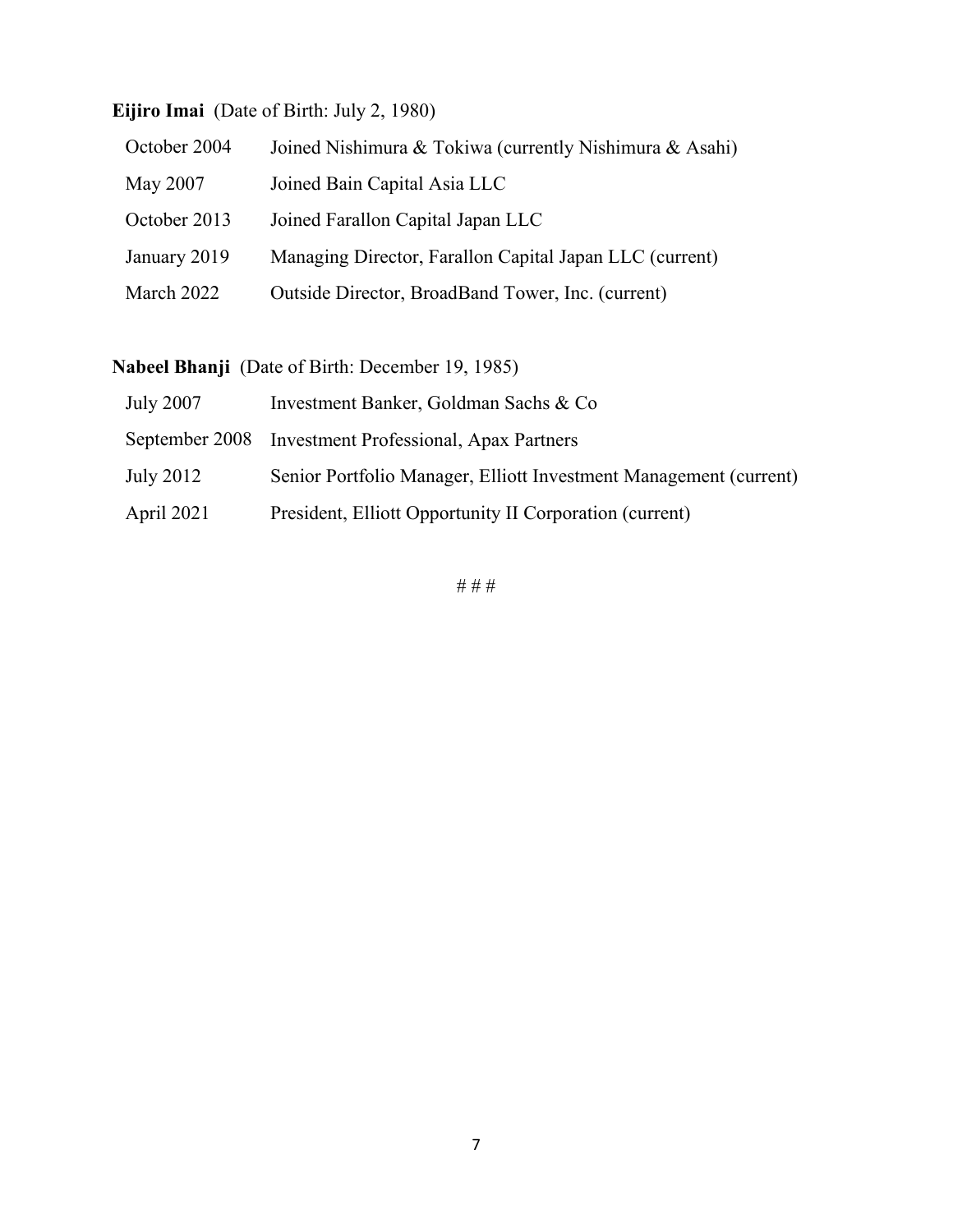**Eijiro Imai** (Date of Birth: July 2, 1980)

| | |
|---|---|
| October 2004 | Joined Nishimura & Tokiwa (currently Nishimura & Asahi) |
| May 2007 | Joined Bain Capital Asia LLC |
| October 2013 | Joined Farallon Capital Japan LLC |
| January 2019 | Managing Director, Farallon Capital Japan LLC (current) |
| March 2022 | Outside Director, BroadBand Tower, Inc. (current) |

**Nabeel Bhanji** (Date of Birth: December 19, 1985)

| | |
|---|---|
| July 2007 | Investment Banker, Goldman Sachs & Co |
| September 2008 | Investment Professional, Apax Partners |
| July 2012 | Senior Portfolio Manager, Elliott Investment Management (current) |
| April 2021 | President, Elliott Opportunity II Corporation (current) |

# # #